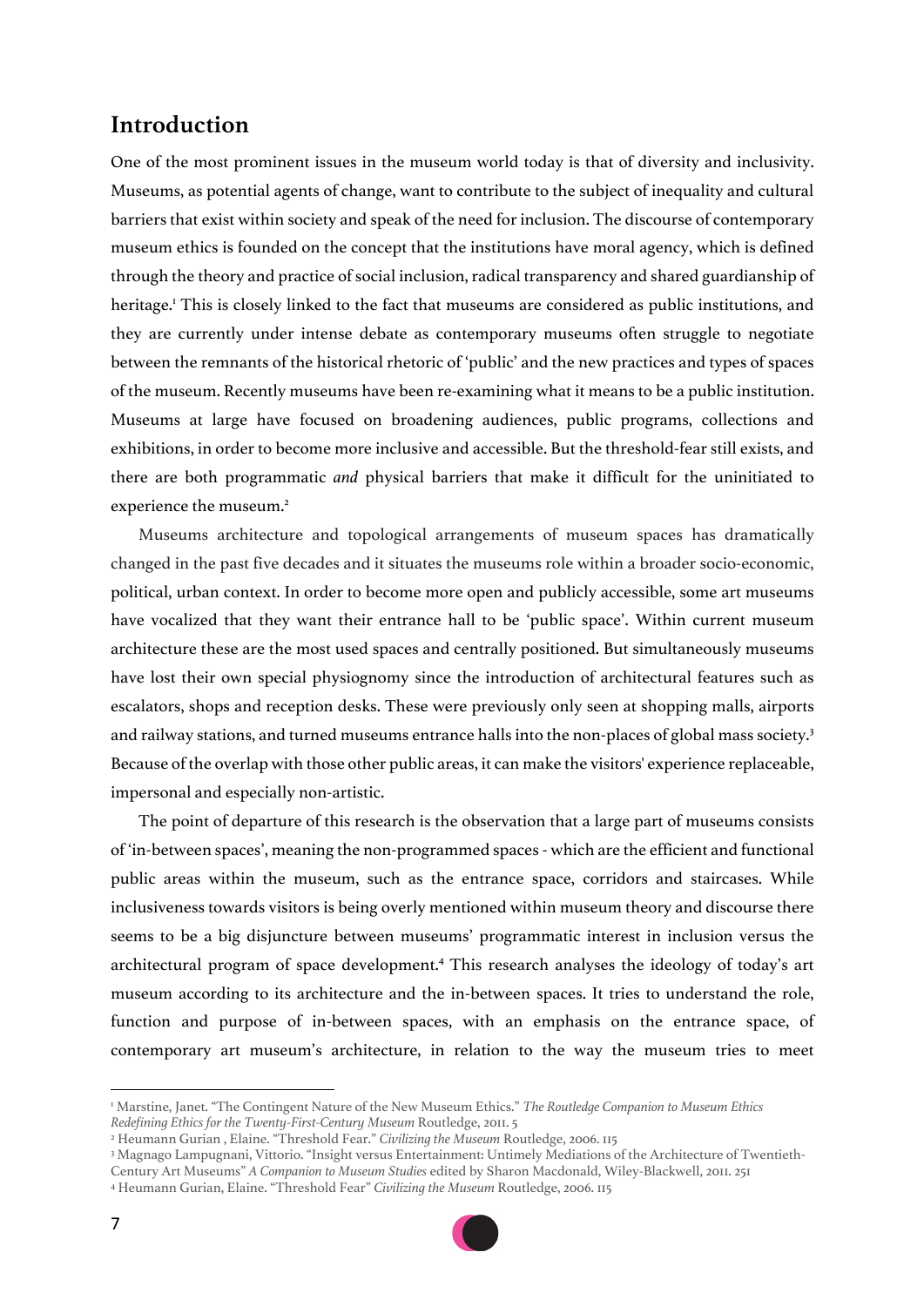## Introduction

One of the most prominent issues in the museum world today is that of diversity and inclusivity. Museums, as potential agents of change, want to contribute to the subject of inequality and cultural barriers that exist within society and speak of the need for inclusion. The discourse of contemporary museum ethics is founded on the concept that the institutions have moral agency, which is defined through the theory and practice of social inclusion, radical transparency and shared guardianship of heritage.[1] This is closely linked to the fact that museums are considered as public institutions, and they are currently under intense debate as contemporary museums often struggle to negotiate between the remnants of the historical rhetoric of 'public' and the new practices and types of spaces of the museum. Recently museums have been re-examining what it means to be a public institution. Museums at large have focused on broadening audiences, public programs, collections and exhibitions, in order to become more inclusive and accessible. But the threshold-fear still exists, and there are both programmatic *and* physical barriers that make it difficult for the uninitiated to experience the museum.[2]

Museums architecture and topological arrangements of museum spaces has dramatically changed in the past five decades and it situates the museums role within a broader socio-economic, political, urban context. In order to become more open and publicly accessible, some art museums have vocalized that they want their entrance hall to be 'public space'. Within current museum architecture these are the most used spaces and centrally positioned. But simultaneously museums have lost their own special physiognomy since the introduction of architectural features such as escalators, shops and reception desks. These were previously only seen at shopping malls, airports and railway stations, and turned museums entrance halls into the non-places of global mass society.[3] Because of the overlap with those other public areas, it can make the visitors' experience replaceable, impersonal and especially non-artistic.

The point of departure of this research is the observation that a large part of museums consists of 'in-between spaces', meaning the non-programmed spaces - which are the efficient and functional public areas within the museum, such as the entrance space, corridors and staircases. While inclusiveness towards visitors is being overly mentioned within museum theory and discourse there seems to be a big disjuncture between museums' programmatic interest in inclusion versus the architectural program of space development.[4] This research analyses the ideology of today's art museum according to its architecture and the in-between spaces. It tries to understand the role, function and purpose of in-between spaces, with an emphasis on the entrance space, of contemporary art museum's architecture, in relation to the way the museum tries to meet

---

[1] Marstine, Janet. "The Contingent Nature of the New Museum Ethics." *The Routledge Companion to Museum Ethics Redefining Ethics for the Twenty-First-Century Museum* Routledge, 2011. 5

[2] Heumann Gurian , Elaine. "Threshold Fear." *Civilizing the Museum* Routledge, 2006. 115

[3] Magnago Lampugnani, Vittorio. "Insight versus Entertainment: Untimely Mediations of the Architecture of Twentieth-Century Art Museums" *A Companion to Museum Studies* edited by Sharon Macdonald, Wiley-Blackwell, 2011. 251

[4] Heumann Gurian, Elaine. "Threshold Fear" *Civilizing the Museum* Routledge, 2006. 115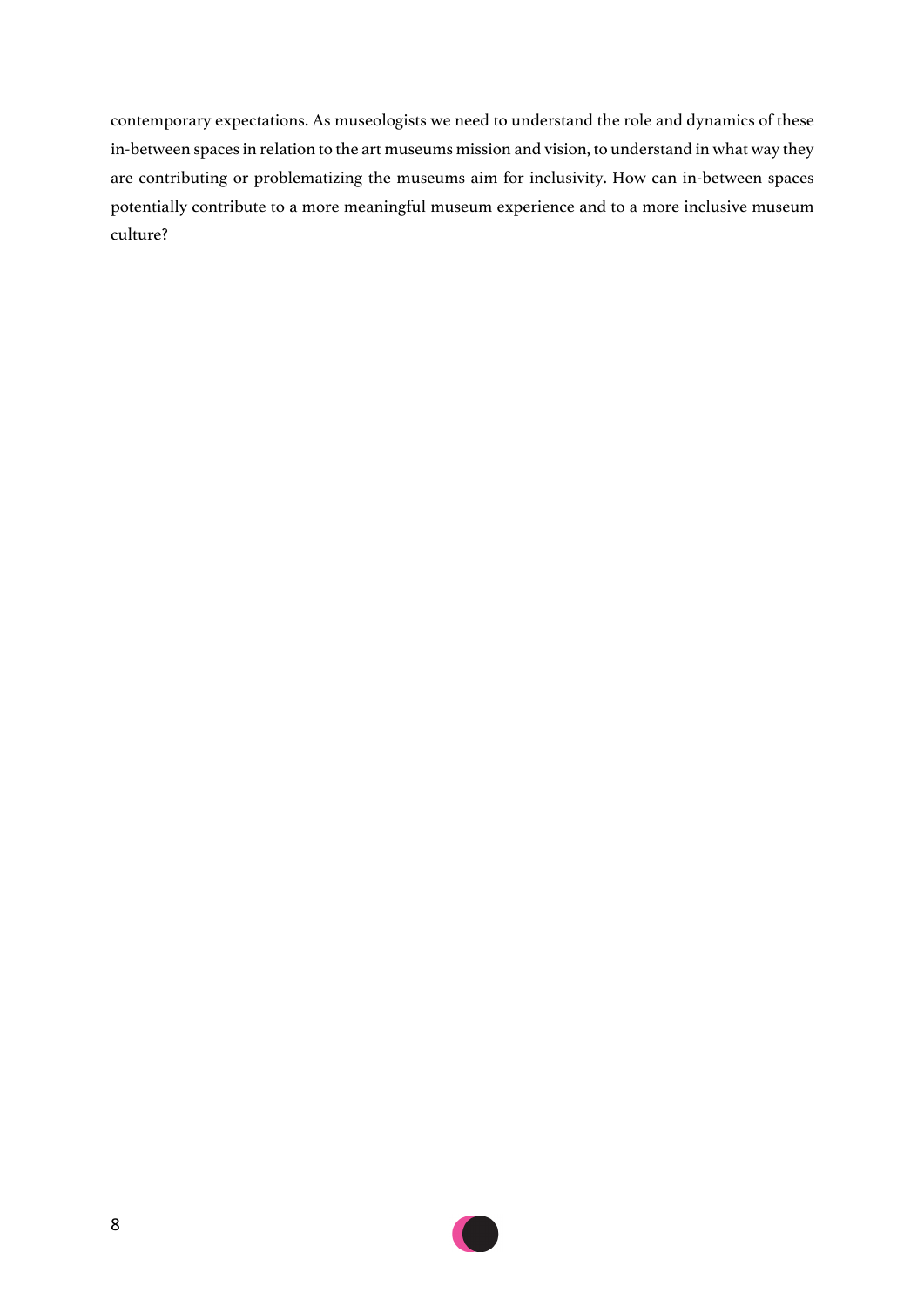contemporary expectations. As museologists we need to understand the role and dynamics of these in-between spaces in relation to the art museums mission and vision, to understand in what way they are contributing or problematizing the museums aim for inclusivity. How can in-between spaces potentially contribute to a more meaningful museum experience and to a more inclusive museum culture?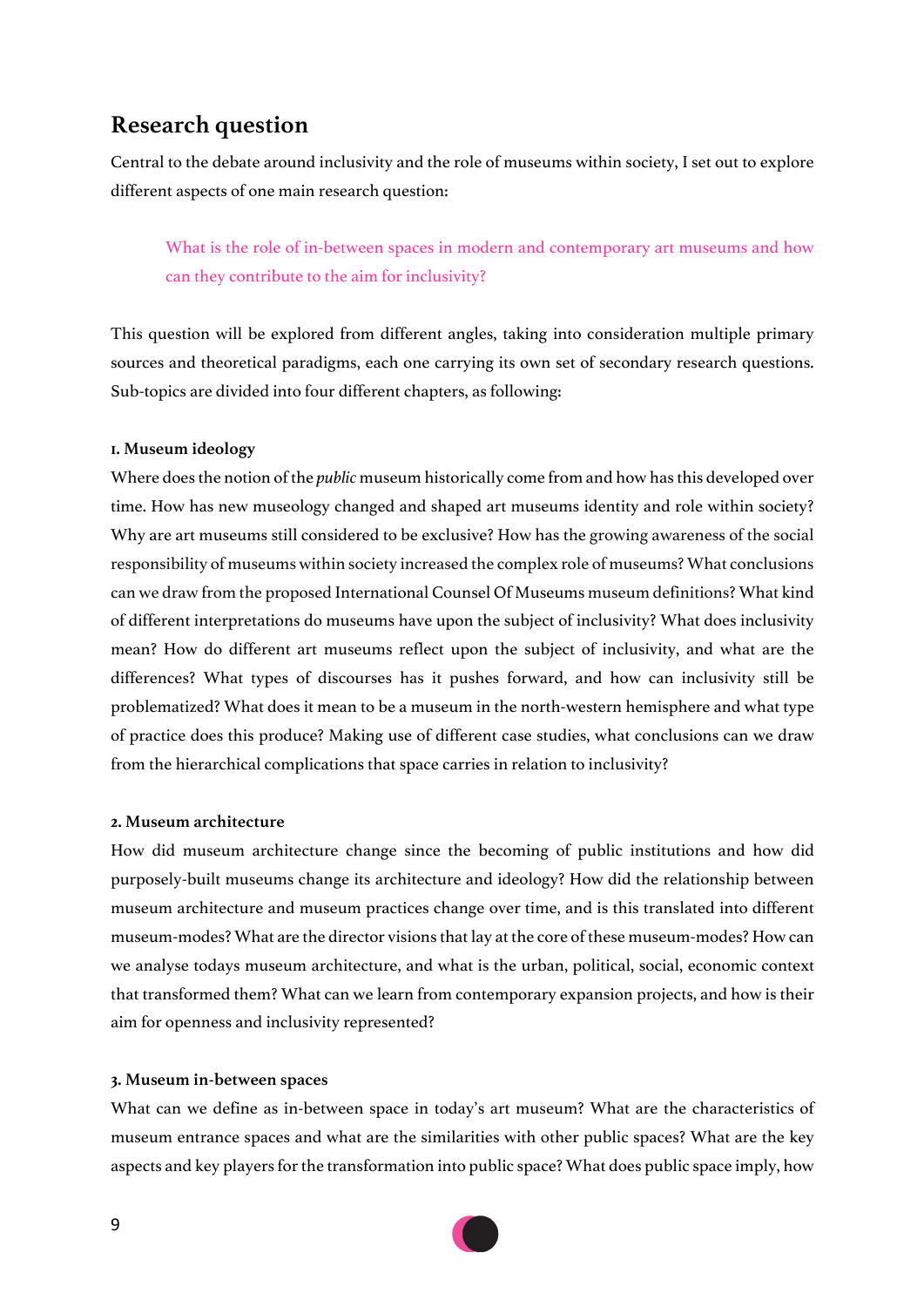## Research question

Central to the debate around inclusivity and the role of museums within society, I set out to explore different aspects of one main research question:

> What is the role of in-between spaces in modern and contemporary art museums and how can they contribute to the aim for inclusivity?

This question will be explored from different angles, taking into consideration multiple primary sources and theoretical paradigms, each one carrying its own set of secondary research questions. Sub-topics are divided into four different chapters, as following:

**1. Museum ideology**

Where does the notion of the *public* museum historically come from and how has this developed over time. How has new museology changed and shaped art museums identity and role within society? Why are art museums still considered to be exclusive? How has the growing awareness of the social responsibility of museums within society increased the complex role of museums? What conclusions can we draw from the proposed International Counsel Of Museums museum definitions? What kind of different interpretations do museums have upon the subject of inclusivity? What does inclusivity mean? How do different art museums reflect upon the subject of inclusivity, and what are the differences? What types of discourses has it pushes forward, and how can inclusivity still be problematized? What does it mean to be a museum in the north-western hemisphere and what type of practice does this produce? Making use of different case studies, what conclusions can we draw from the hierarchical complications that space carries in relation to inclusivity?

**2. Museum architecture**

How did museum architecture change since the becoming of public institutions and how did purposely-built museums change its architecture and ideology? How did the relationship between museum architecture and museum practices change over time, and is this translated into different museum-modes? What are the director visions that lay at the core of these museum-modes? How can we analyse todays museum architecture, and what is the urban, political, social, economic context that transformed them? What can we learn from contemporary expansion projects, and how is their aim for openness and inclusivity represented?

**3. Museum in-between spaces**

What can we define as in-between space in today's art museum? What are the characteristics of museum entrance spaces and what are the similarities with other public spaces? What are the key aspects and key players for the transformation into public space? What does public space imply, how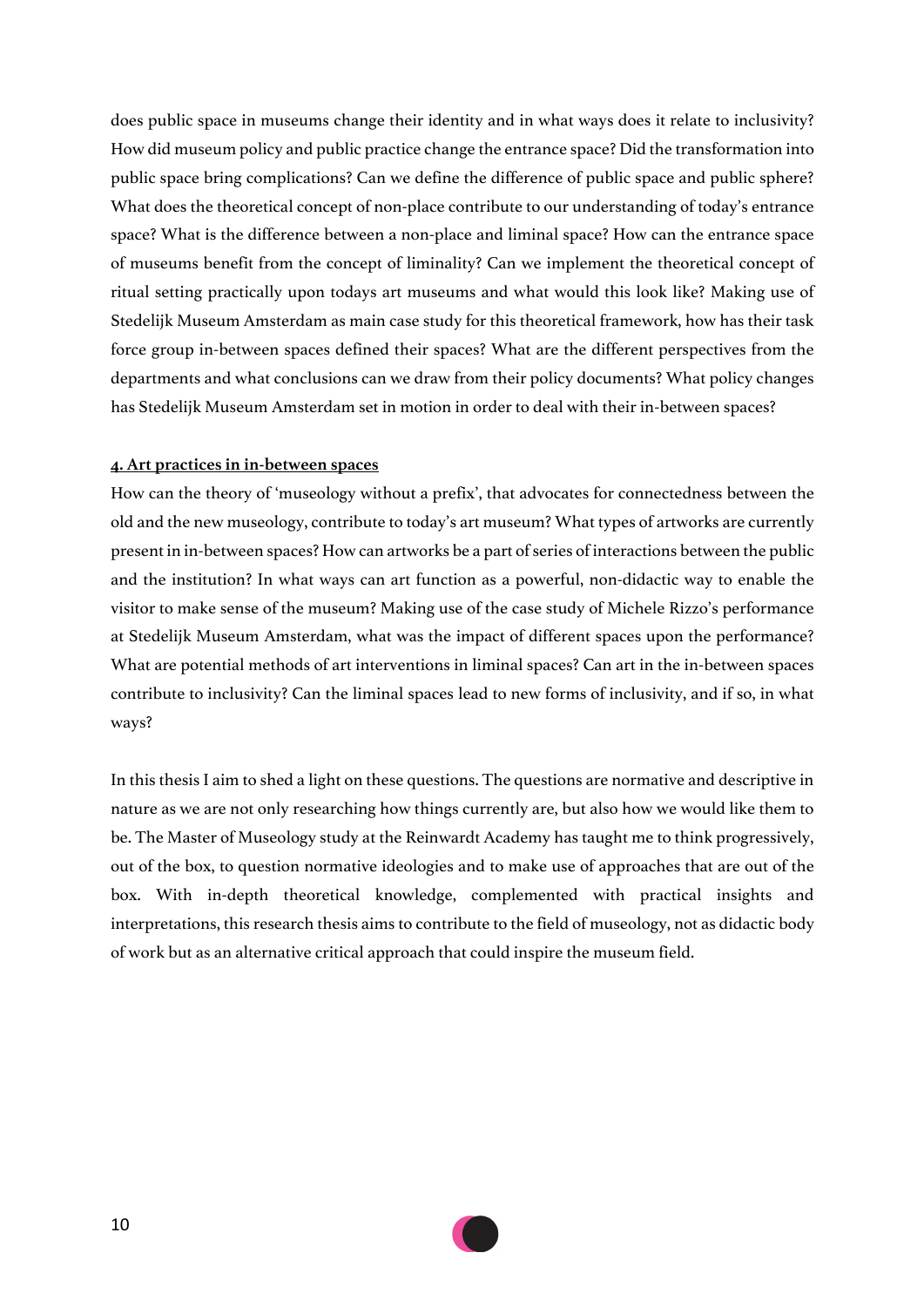does public space in museums change their identity and in what ways does it relate to inclusivity? How did museum policy and public practice change the entrance space? Did the transformation into public space bring complications? Can we define the difference of public space and public sphere? What does the theoretical concept of non-place contribute to our understanding of today's entrance space? What is the difference between a non-place and liminal space? How can the entrance space of museums benefit from the concept of liminality? Can we implement the theoretical concept of ritual setting practically upon todays art museums and what would this look like? Making use of Stedelijk Museum Amsterdam as main case study for this theoretical framework, how has their task force group in-between spaces defined their spaces? What are the different perspectives from the departments and what conclusions can we draw from their policy documents? What policy changes has Stedelijk Museum Amsterdam set in motion in order to deal with their in-between spaces?

**4. Art practices in in-between spaces**

How can the theory of 'museology without a prefix', that advocates for connectedness between the old and the new museology, contribute to today's art museum? What types of artworks are currently present in in-between spaces? How can artworks be a part of series of interactions between the public and the institution? In what ways can art function as a powerful, non-didactic way to enable the visitor to make sense of the museum? Making use of the case study of Michele Rizzo's performance at Stedelijk Museum Amsterdam, what was the impact of different spaces upon the performance? What are potential methods of art interventions in liminal spaces? Can art in the in-between spaces contribute to inclusivity? Can the liminal spaces lead to new forms of inclusivity, and if so, in what ways?

In this thesis I aim to shed a light on these questions. The questions are normative and descriptive in nature as we are not only researching how things currently are, but also how we would like them to be. The Master of Museology study at the Reinwardt Academy has taught me to think progressively, out of the box, to question normative ideologies and to make use of approaches that are out of the box. With in-depth theoretical knowledge, complemented with practical insights and interpretations, this research thesis aims to contribute to the field of museology, not as didactic body of work but as an alternative critical approach that could inspire the museum field.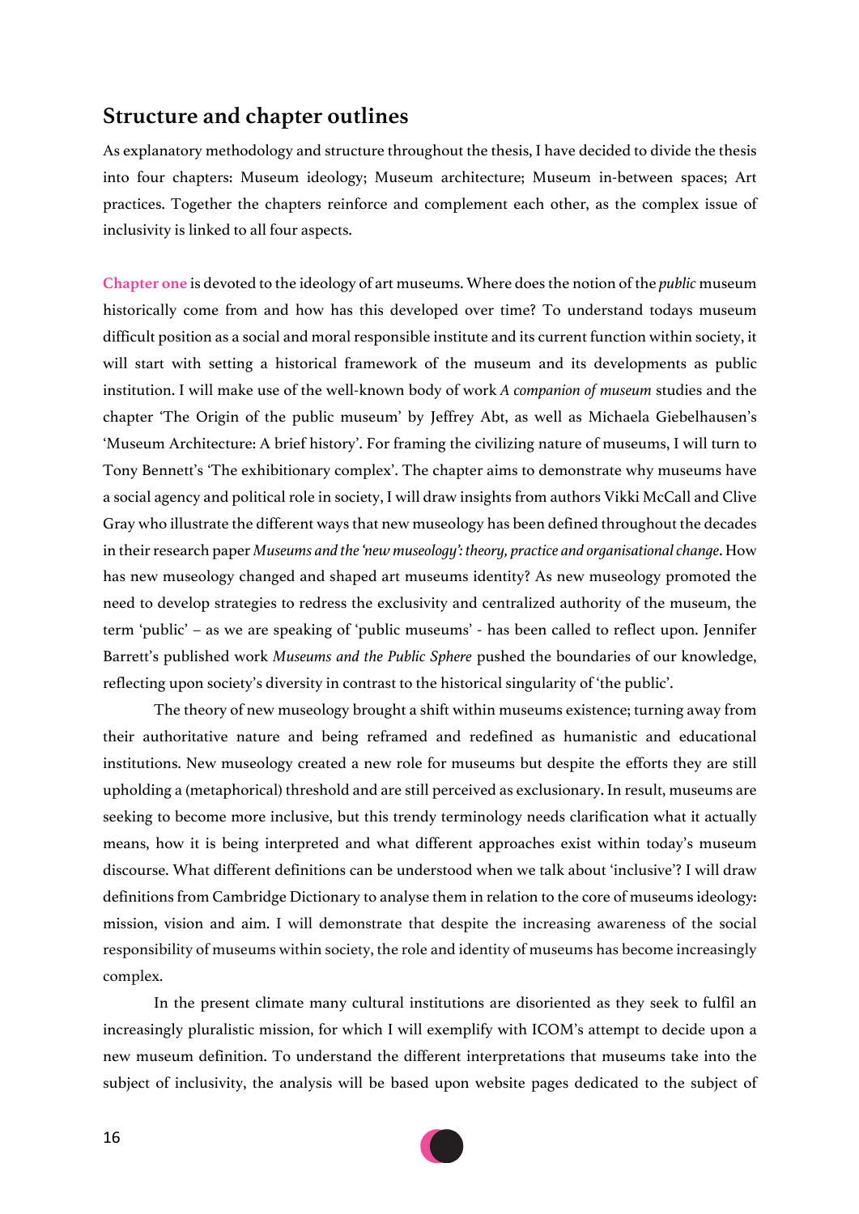## Structure and chapter outlines

As explanatory methodology and structure throughout the thesis, I have decided to divide the thesis into four chapters: Museum ideology; Museum architecture; Museum in-between spaces; Art practices. Together the chapters reinforce and complement each other, as the complex issue of inclusivity is linked to all four aspects.

**Chapter one** is devoted to the ideology of art museums. Where does the notion of the *public* museum historically come from and how has this developed over time? To understand todays museum difficult position as a social and moral responsible institute and its current function within society, it will start with setting a historical framework of the museum and its developments as public institution. I will make use of the well-known body of work *A companion of museum* studies and the chapter 'The Origin of the public museum' by Jeffrey Abt, as well as Michaela Giebelhausen's 'Museum Architecture: A brief history'. For framing the civilizing nature of museums, I will turn to Tony Bennett's 'The exhibitionary complex'. The chapter aims to demonstrate why museums have a social agency and political role in society, I will draw insights from authors Vikki McCall and Clive Gray who illustrate the different ways that new museology has been defined throughout the decades in their research paper *Museums and the 'new museology': theory, practice and organisational change*. How has new museology changed and shaped art museums identity? As new museology promoted the need to develop strategies to redress the exclusivity and centralized authority of the museum, the term 'public' – as we are speaking of 'public museums' - has been called to reflect upon. Jennifer Barrett's published work *Museums and the Public Sphere* pushed the boundaries of our knowledge, reflecting upon society's diversity in contrast to the historical singularity of 'the public'.

The theory of new museology brought a shift within museums existence; turning away from their authoritative nature and being reframed and redefined as humanistic and educational institutions. New museology created a new role for museums but despite the efforts they are still upholding a (metaphorical) threshold and are still perceived as exclusionary. In result, museums are seeking to become more inclusive, but this trendy terminology needs clarification what it actually means, how it is being interpreted and what different approaches exist within today's museum discourse. What different definitions can be understood when we talk about 'inclusive'? I will draw definitions from Cambridge Dictionary to analyse them in relation to the core of museums ideology: mission, vision and aim. I will demonstrate that despite the increasing awareness of the social responsibility of museums within society, the role and identity of museums has become increasingly complex.

In the present climate many cultural institutions are disoriented as they seek to fulfil an increasingly pluralistic mission, for which I will exemplify with ICOM's attempt to decide upon a new museum definition. To understand the different interpretations that museums take into the subject of inclusivity, the analysis will be based upon website pages dedicated to the subject of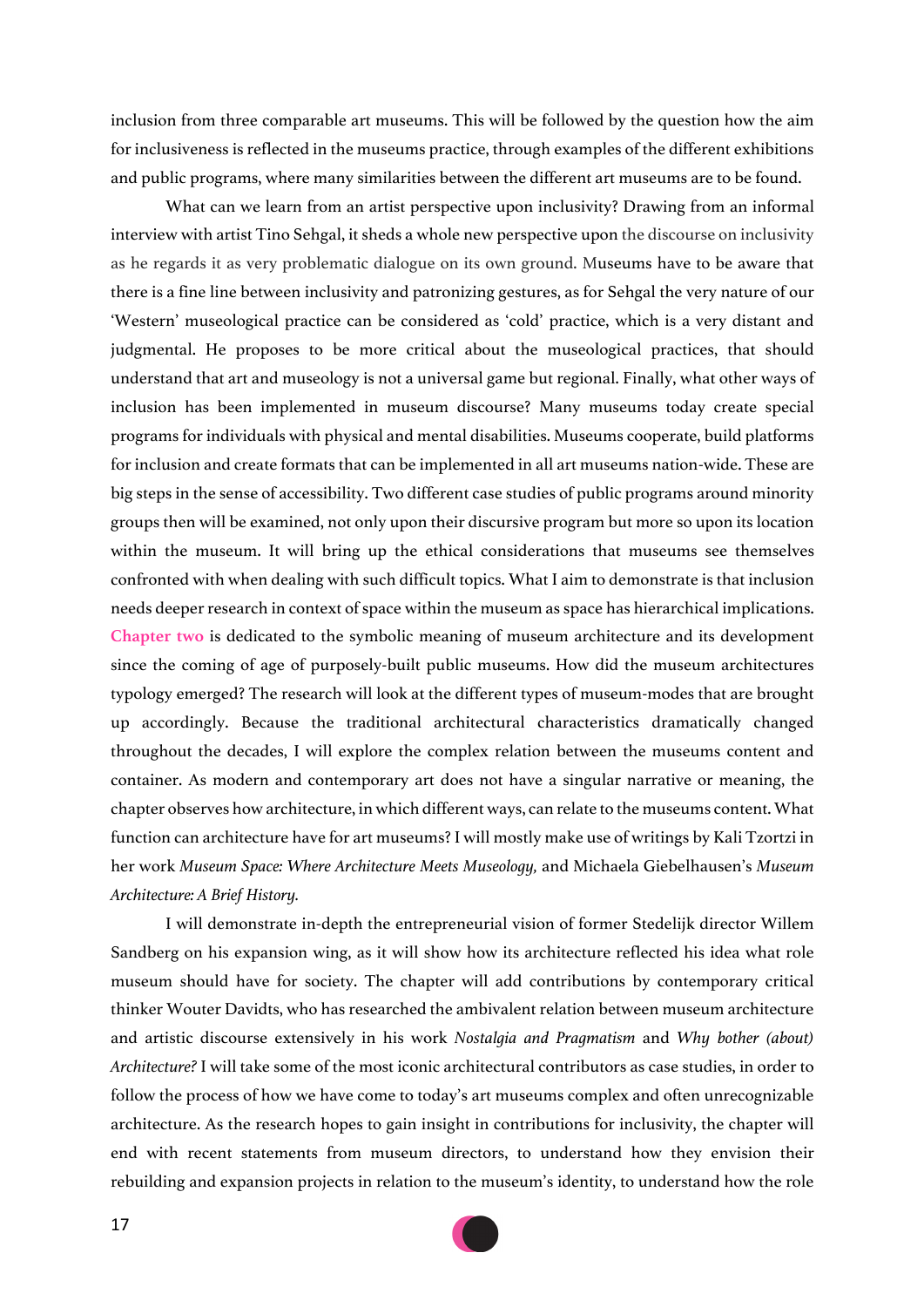inclusion from three comparable art museums. This will be followed by the question how the aim for inclusiveness is reflected in the museums practice, through examples of the different exhibitions and public programs, where many similarities between the different art museums are to be found.

What can we learn from an artist perspective upon inclusivity? Drawing from an informal interview with artist Tino Sehgal, it sheds a whole new perspective upon the discourse on inclusivity as he regards it as very problematic dialogue on its own ground. Museums have to be aware that there is a fine line between inclusivity and patronizing gestures, as for Sehgal the very nature of our 'Western' museological practice can be considered as 'cold' practice, which is a very distant and judgmental. He proposes to be more critical about the museological practices, that should understand that art and museology is not a universal game but regional. Finally, what other ways of inclusion has been implemented in museum discourse? Many museums today create special programs for individuals with physical and mental disabilities. Museums cooperate, build platforms for inclusion and create formats that can be implemented in all art museums nation-wide. These are big steps in the sense of accessibility. Two different case studies of public programs around minority groups then will be examined, not only upon their discursive program but more so upon its location within the museum. It will bring up the ethical considerations that museums see themselves confronted with when dealing with such difficult topics. What I aim to demonstrate is that inclusion needs deeper research in context of space within the museum as space has hierarchical implications. **Chapter two** is dedicated to the symbolic meaning of museum architecture and its development since the coming of age of purposely-built public museums. How did the museum architectures typology emerged? The research will look at the different types of museum-modes that are brought up accordingly. Because the traditional architectural characteristics dramatically changed throughout the decades, I will explore the complex relation between the museums content and container. As modern and contemporary art does not have a singular narrative or meaning, the chapter observes how architecture, in which different ways, can relate to the museums content. What function can architecture have for art museums? I will mostly make use of writings by Kali Tzortzi in her work *Museum Space: Where Architecture Meets Museology,* and Michaela Giebelhausen's *Museum Architecture: A Brief History.*

I will demonstrate in-depth the entrepreneurial vision of former Stedelijk director Willem Sandberg on his expansion wing, as it will show how its architecture reflected his idea what role museum should have for society. The chapter will add contributions by contemporary critical thinker Wouter Davidts, who has researched the ambivalent relation between museum architecture and artistic discourse extensively in his work *Nostalgia and Pragmatism* and *Why bother (about) Architecture?* I will take some of the most iconic architectural contributors as case studies, in order to follow the process of how we have come to today's art museums complex and often unrecognizable architecture. As the research hopes to gain insight in contributions for inclusivity, the chapter will end with recent statements from museum directors, to understand how they envision their rebuilding and expansion projects in relation to the museum's identity, to understand how the role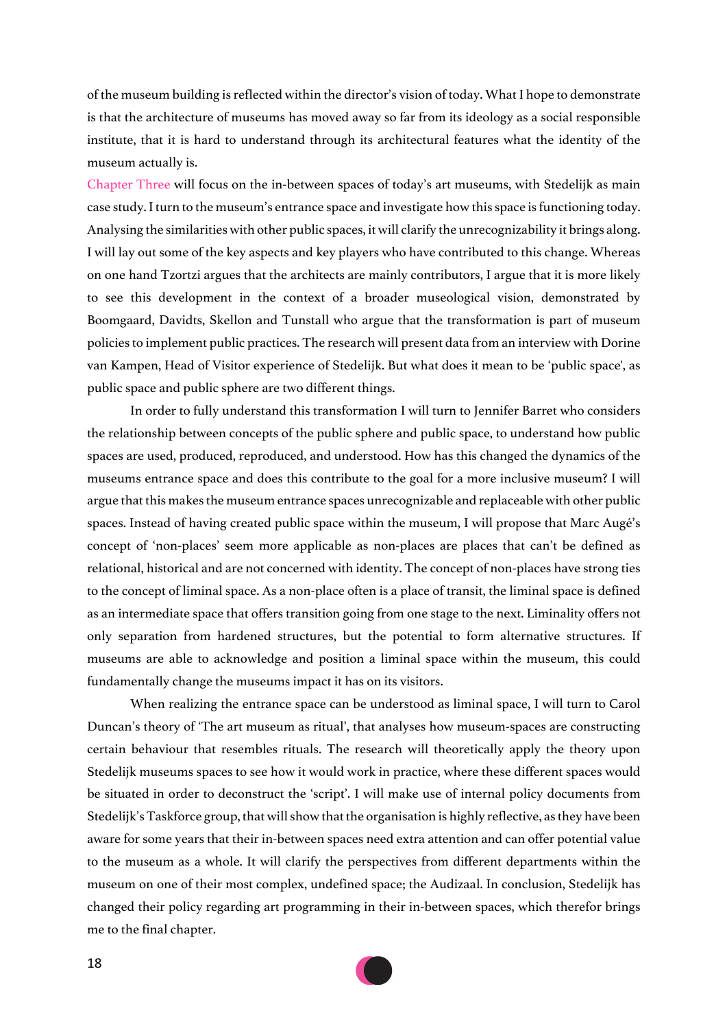of the museum building is reflected within the director's vision of today. What I hope to demonstrate is that the architecture of museums has moved away so far from its ideology as a social responsible institute, that it is hard to understand through its architectural features what the identity of the museum actually is.

Chapter Three will focus on the in-between spaces of today's art museums, with Stedelijk as main case study. I turn to the museum's entrance space and investigate how this space is functioning today. Analysing the similarities with other public spaces, it will clarify the unrecognizability it brings along. I will lay out some of the key aspects and key players who have contributed to this change. Whereas on one hand Tzortzi argues that the architects are mainly contributors, I argue that it is more likely to see this development in the context of a broader museological vision, demonstrated by Boomgaard, Davidts, Skellon and Tunstall who argue that the transformation is part of museum policies to implement public practices. The research will present data from an interview with Dorine van Kampen, Head of Visitor experience of Stedelijk. But what does it mean to be 'public space', as public space and public sphere are two different things.

In order to fully understand this transformation I will turn to Jennifer Barret who considers the relationship between concepts of the public sphere and public space, to understand how public spaces are used, produced, reproduced, and understood. How has this changed the dynamics of the museums entrance space and does this contribute to the goal for a more inclusive museum? I will argue that this makes the museum entrance spaces unrecognizable and replaceable with other public spaces. Instead of having created public space within the museum, I will propose that Marc Augé's concept of 'non-places' seem more applicable as non-places are places that can't be defined as relational, historical and are not concerned with identity. The concept of non-places have strong ties to the concept of liminal space. As a non-place often is a place of transit, the liminal space is defined as an intermediate space that offers transition going from one stage to the next. Liminality offers not only separation from hardened structures, but the potential to form alternative structures. If museums are able to acknowledge and position a liminal space within the museum, this could fundamentally change the museums impact it has on its visitors.

When realizing the entrance space can be understood as liminal space, I will turn to Carol Duncan's theory of 'The art museum as ritual', that analyses how museum-spaces are constructing certain behaviour that resembles rituals. The research will theoretically apply the theory upon Stedelijk museums spaces to see how it would work in practice, where these different spaces would be situated in order to deconstruct the 'script'. I will make use of internal policy documents from Stedelijk's Taskforce group, that will show that the organisation is highly reflective, as they have been aware for some years that their in-between spaces need extra attention and can offer potential value to the museum as a whole. It will clarify the perspectives from different departments within the museum on one of their most complex, undefined space; the Audizaal. In conclusion, Stedelijk has changed their policy regarding art programming in their in-between spaces, which therefor brings me to the final chapter.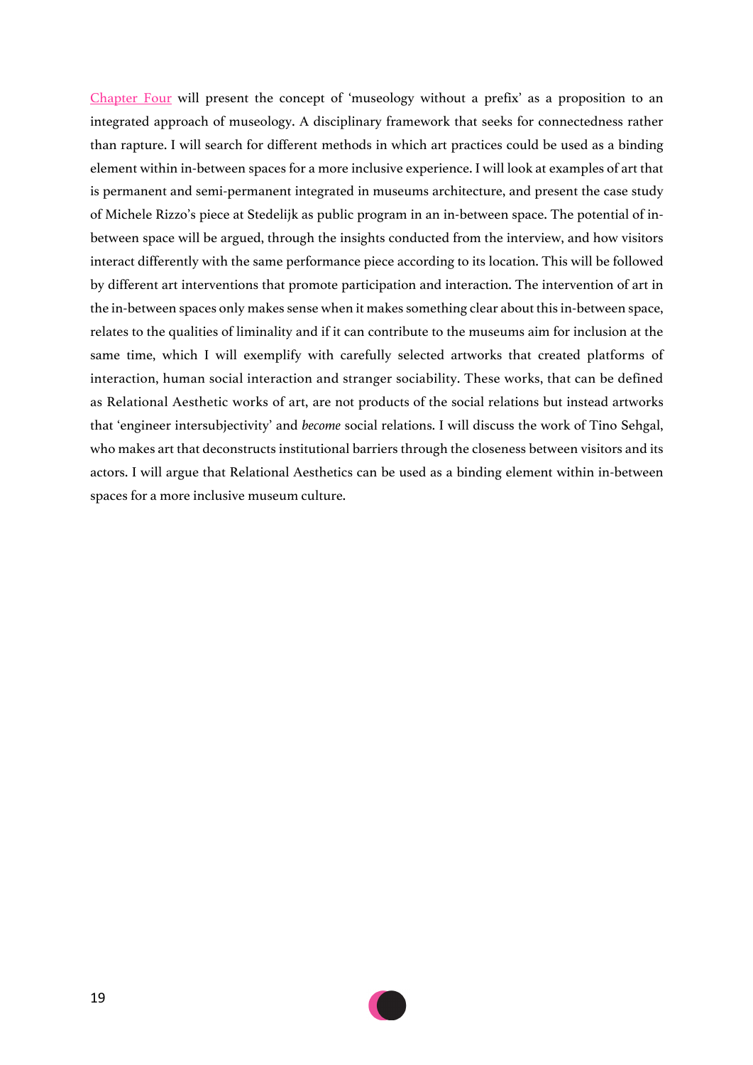Chapter Four will present the concept of 'museology without a prefix' as a proposition to an integrated approach of museology. A disciplinary framework that seeks for connectedness rather than rapture. I will search for different methods in which art practices could be used as a binding element within in-between spaces for a more inclusive experience. I will look at examples of art that is permanent and semi-permanent integrated in museums architecture, and present the case study of Michele Rizzo's piece at Stedelijk as public program in an in-between space. The potential of in-between space will be argued, through the insights conducted from the interview, and how visitors interact differently with the same performance piece according to its location. This will be followed by different art interventions that promote participation and interaction. The intervention of art in the in-between spaces only makes sense when it makes something clear about this in-between space, relates to the qualities of liminality and if it can contribute to the museums aim for inclusion at the same time, which I will exemplify with carefully selected artworks that created platforms of interaction, human social interaction and stranger sociability. These works, that can be defined as Relational Aesthetic works of art, are not products of the social relations but instead artworks that 'engineer intersubjectivity' and *become* social relations. I will discuss the work of Tino Sehgal, who makes art that deconstructs institutional barriers through the closeness between visitors and its actors. I will argue that Relational Aesthetics can be used as a binding element within in-between spaces for a more inclusive museum culture.